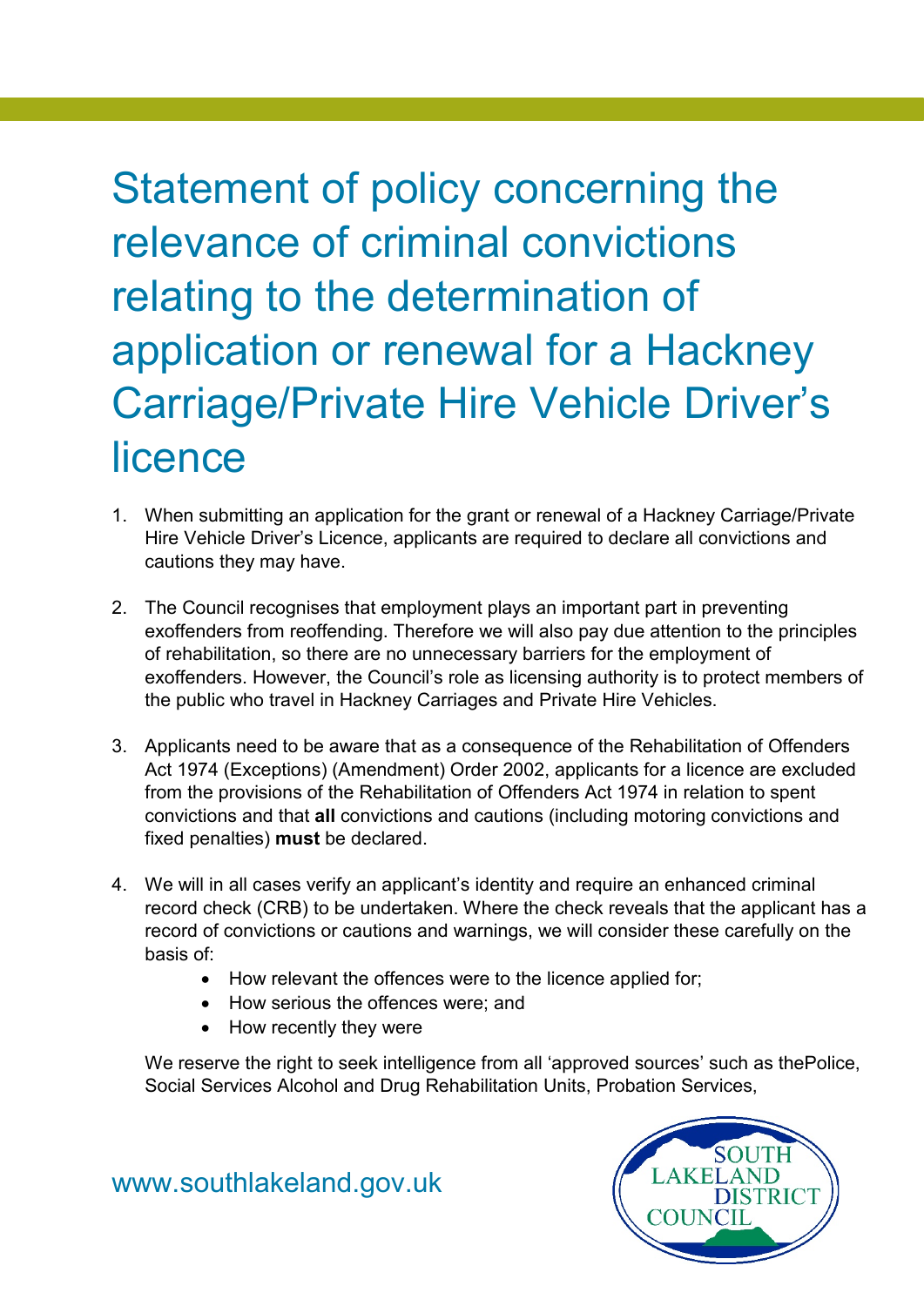# Statement of policy concerning the relevance of criminal convictions relating to the determination of application or renewal for a Hackney Carriage/Private Hire Vehicle Driver's licence

1. When submitting an application for the grant or renewal of a Hackney Carriage/Private Hire Vehicle Driver's Licence, applicants are required to declare all convictions and cautions they may have.

2. The Council recognises that employment plays an important part in preventing exoffenders from reoffending. Therefore we will also pay due attention to the principles of rehabilitation, so there are no unnecessary barriers for the employment of exoffenders. However, the Council's role as licensing authority is to protect members of the public who travel in Hackney Carriages and Private Hire Vehicles.

3. Applicants need to be aware that as a consequence of the Rehabilitation of Offenders Act 1974 (Exceptions) (Amendment) Order 2002, applicants for a licence are excluded from the provisions of the Rehabilitation of Offenders Act 1974 in relation to spent convictions and that **all** convictions and cautions (including motoring convictions and fixed penalties) **must** be declared.

4. We will in all cases verify an applicant's identity and require an enhanced criminal record check (CRB) to be undertaken. Where the check reveals that the applicant has a record of convictions or cautions and warnings, we will consider these carefully on the basis of:
   - How relevant the offences were to the licence applied for;
   - How serious the offences were; and
   - How recently they were

   We reserve the right to seek intelligence from all 'approved sources' such as thePolice, Social Services Alcohol and Drug Rehabilitation Units, Probation Services,

www.southlakeland.gov.uk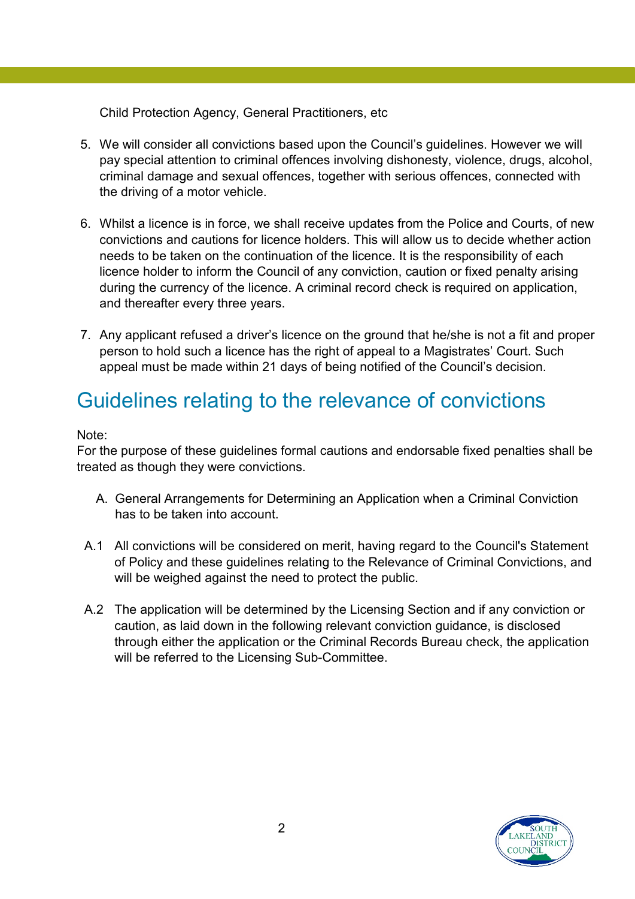Child Protection Agency, General Practitioners, etc

5. We will consider all convictions based upon the Council's guidelines. However we will pay special attention to criminal offences involving dishonesty, violence, drugs, alcohol, criminal damage and sexual offences, together with serious offences, connected with the driving of a motor vehicle.

6. Whilst a licence is in force, we shall receive updates from the Police and Courts, of new convictions and cautions for licence holders. This will allow us to decide whether action needs to be taken on the continuation of the licence. It is the responsibility of each licence holder to inform the Council of any conviction, caution or fixed penalty arising during the currency of the licence. A criminal record check is required on application, and thereafter every three years.

7. Any applicant refused a driver's licence on the ground that he/she is not a fit and proper person to hold such a licence has the right of appeal to a Magistrates' Court. Such appeal must be made within 21 days of being notified of the Council's decision.

## Guidelines relating to the relevance of convictions

Note:
For the purpose of these guidelines formal cautions and endorsable fixed penalties shall be treated as though they were convictions.

A. General Arrangements for Determining an Application when a Criminal Conviction has to be taken into account.

A.1 All convictions will be considered on merit, having regard to the Council's Statement of Policy and these guidelines relating to the Relevance of Criminal Convictions, and will be weighed against the need to protect the public.

A.2 The application will be determined by the Licensing Section and if any conviction or caution, as laid down in the following relevant conviction guidance, is disclosed through either the application or the Criminal Records Bureau check, the application will be referred to the Licensing Sub-Committee.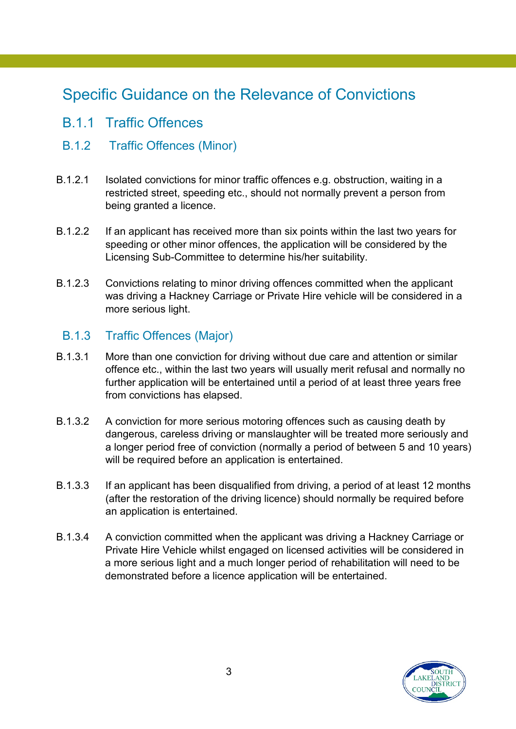# Specific Guidance on the Relevance of Convictions

## B.1.1 Traffic Offences

### B.1.2 Traffic Offences (Minor)

B.1.2.1 Isolated convictions for minor traffic offences e.g. obstruction, waiting in a restricted street, speeding etc., should not normally prevent a person from being granted a licence.

B.1.2.2 If an applicant has received more than six points within the last two years for speeding or other minor offences, the application will be considered by the Licensing Sub-Committee to determine his/her suitability.

B.1.2.3 Convictions relating to minor driving offences committed when the applicant was driving a Hackney Carriage or Private Hire vehicle will be considered in a more serious light.

### B.1.3 Traffic Offences (Major)

B.1.3.1 More than one conviction for driving without due care and attention or similar offence etc., within the last two years will usually merit refusal and normally no further application will be entertained until a period of at least three years free from convictions has elapsed.

B.1.3.2 A conviction for more serious motoring offences such as causing death by dangerous, careless driving or manslaughter will be treated more seriously and a longer period free of conviction (normally a period of between 5 and 10 years) will be required before an application is entertained.

B.1.3.3 If an applicant has been disqualified from driving, a period of at least 12 months (after the restoration of the driving licence) should normally be required before an application is entertained.

B.1.3.4 A conviction committed when the applicant was driving a Hackney Carriage or Private Hire Vehicle whilst engaged on licensed activities will be considered in a more serious light and a much longer period of rehabilitation will need to be demonstrated before a licence application will be entertained.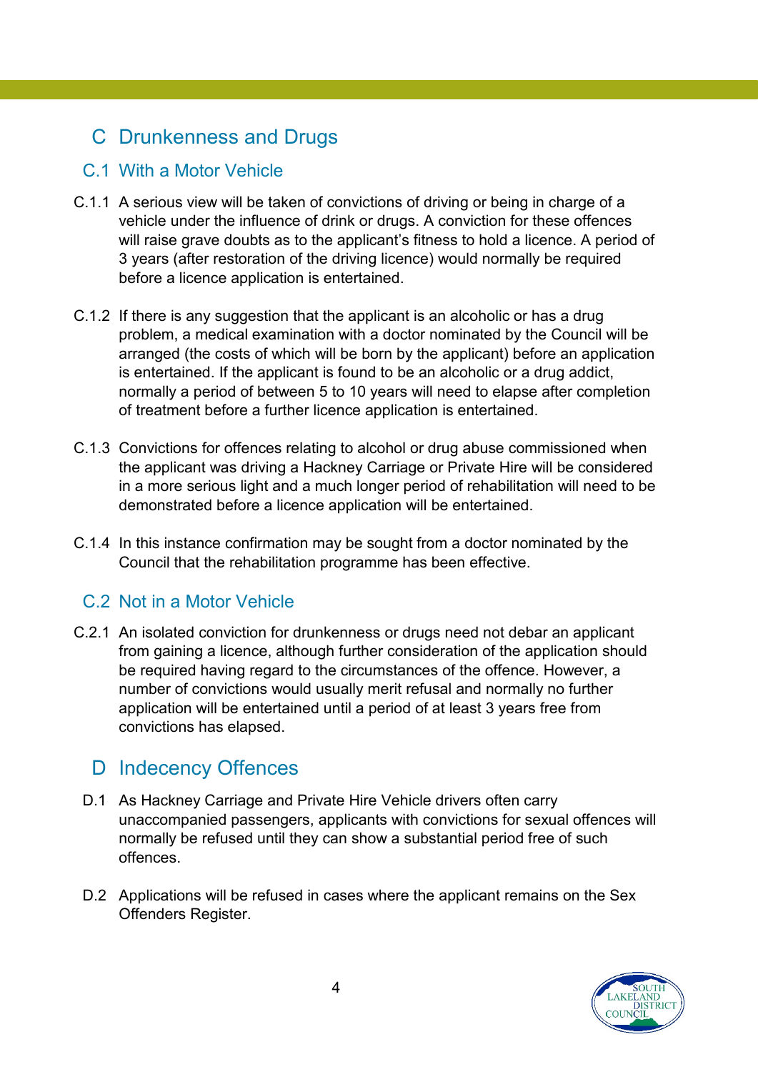## C Drunkenness and Drugs

### C.1 With a Motor Vehicle

C.1.1 A serious view will be taken of convictions of driving or being in charge of a vehicle under the influence of drink or drugs. A conviction for these offences will raise grave doubts as to the applicant's fitness to hold a licence. A period of 3 years (after restoration of the driving licence) would normally be required before a licence application is entertained.

C.1.2 If there is any suggestion that the applicant is an alcoholic or has a drug problem, a medical examination with a doctor nominated by the Council will be arranged (the costs of which will be born by the applicant) before an application is entertained. If the applicant is found to be an alcoholic or a drug addict, normally a period of between 5 to 10 years will need to elapse after completion of treatment before a further licence application is entertained.

C.1.3 Convictions for offences relating to alcohol or drug abuse commissioned when the applicant was driving a Hackney Carriage or Private Hire will be considered in a more serious light and a much longer period of rehabilitation will need to be demonstrated before a licence application will be entertained.

C.1.4 In this instance confirmation may be sought from a doctor nominated by the Council that the rehabilitation programme has been effective.

### C.2 Not in a Motor Vehicle

C.2.1 An isolated conviction for drunkenness or drugs need not debar an applicant from gaining a licence, although further consideration of the application should be required having regard to the circumstances of the offence. However, a number of convictions would usually merit refusal and normally no further application will be entertained until a period of at least 3 years free from convictions has elapsed.

## D Indecency Offences

D.1 As Hackney Carriage and Private Hire Vehicle drivers often carry unaccompanied passengers, applicants with convictions for sexual offences will normally be refused until they can show a substantial period free of such offences.

D.2 Applications will be refused in cases where the applicant remains on the Sex Offenders Register.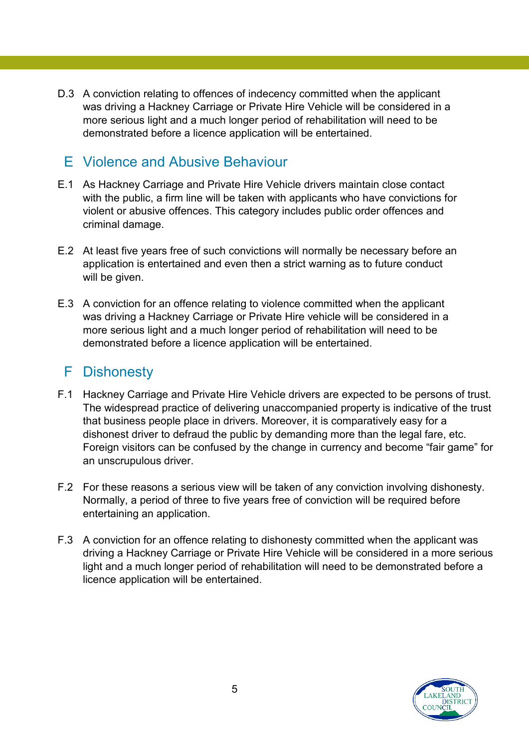D.3 A conviction relating to offences of indecency committed when the applicant was driving a Hackney Carriage or Private Hire Vehicle will be considered in a more serious light and a much longer period of rehabilitation will need to be demonstrated before a licence application will be entertained.

## E Violence and Abusive Behaviour

E.1 As Hackney Carriage and Private Hire Vehicle drivers maintain close contact with the public, a firm line will be taken with applicants who have convictions for violent or abusive offences. This category includes public order offences and criminal damage.

E.2 At least five years free of such convictions will normally be necessary before an application is entertained and even then a strict warning as to future conduct will be given.

E.3 A conviction for an offence relating to violence committed when the applicant was driving a Hackney Carriage or Private Hire vehicle will be considered in a more serious light and a much longer period of rehabilitation will need to be demonstrated before a licence application will be entertained.

## F Dishonesty

F.1 Hackney Carriage and Private Hire Vehicle drivers are expected to be persons of trust. The widespread practice of delivering unaccompanied property is indicative of the trust that business people place in drivers. Moreover, it is comparatively easy for a dishonest driver to defraud the public by demanding more than the legal fare, etc. Foreign visitors can be confused by the change in currency and become "fair game" for an unscrupulous driver.

F.2 For these reasons a serious view will be taken of any conviction involving dishonesty. Normally, a period of three to five years free of conviction will be required before entertaining an application.

F.3 A conviction for an offence relating to dishonesty committed when the applicant was driving a Hackney Carriage or Private Hire Vehicle will be considered in a more serious light and a much longer period of rehabilitation will need to be demonstrated before a licence application will be entertained.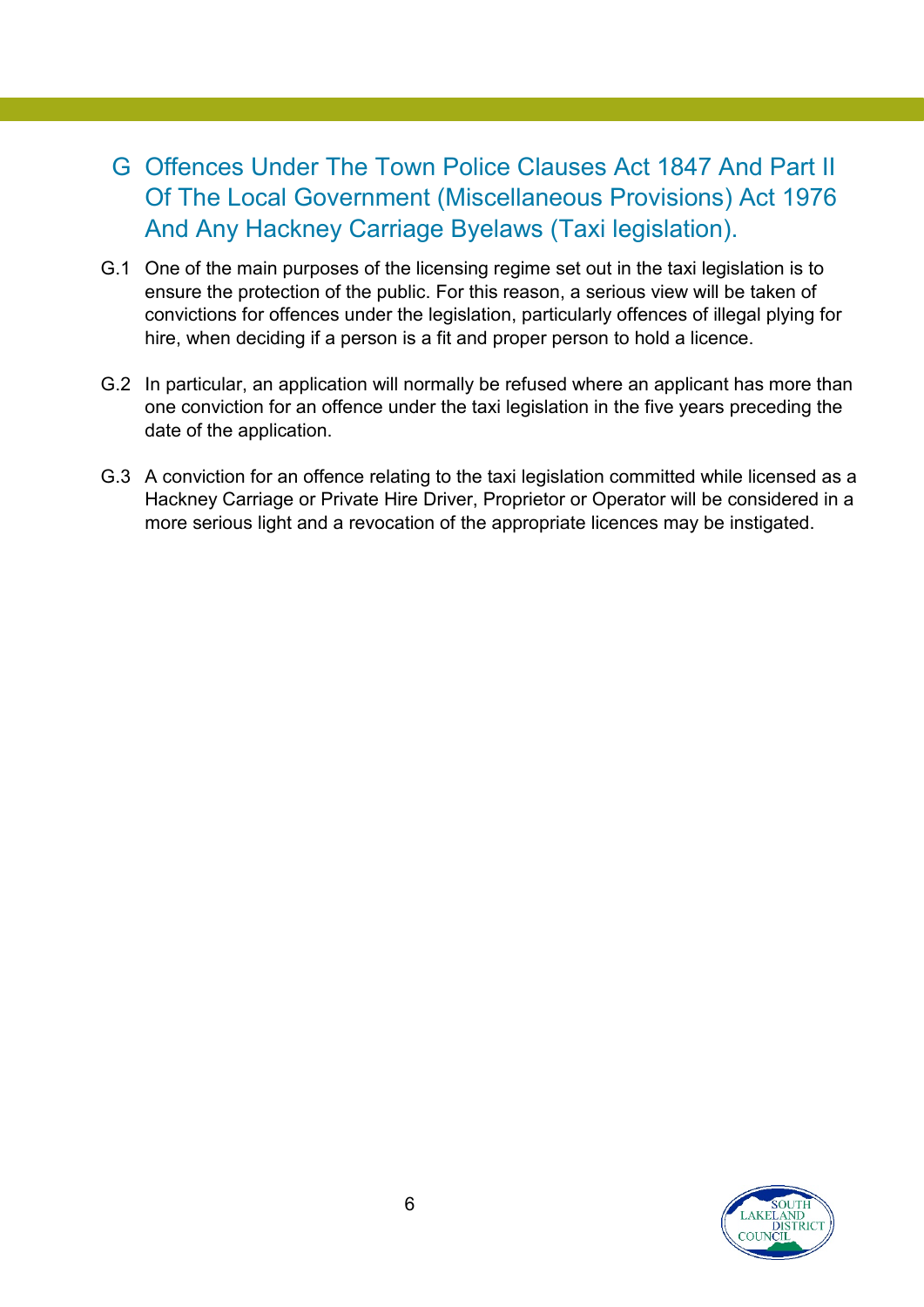## G Offences Under The Town Police Clauses Act 1847 And Part II Of The Local Government (Miscellaneous Provisions) Act 1976 And Any Hackney Carriage Byelaws (Taxi legislation).

G.1 One of the main purposes of the licensing regime set out in the taxi legislation is to ensure the protection of the public. For this reason, a serious view will be taken of convictions for offences under the legislation, particularly offences of illegal plying for hire, when deciding if a person is a fit and proper person to hold a licence.

G.2 In particular, an application will normally be refused where an applicant has more than one conviction for an offence under the taxi legislation in the five years preceding the date of the application.

G.3 A conviction for an offence relating to the taxi legislation committed while licensed as a Hackney Carriage or Private Hire Driver, Proprietor or Operator will be considered in a more serious light and a revocation of the appropriate licences may be instigated.